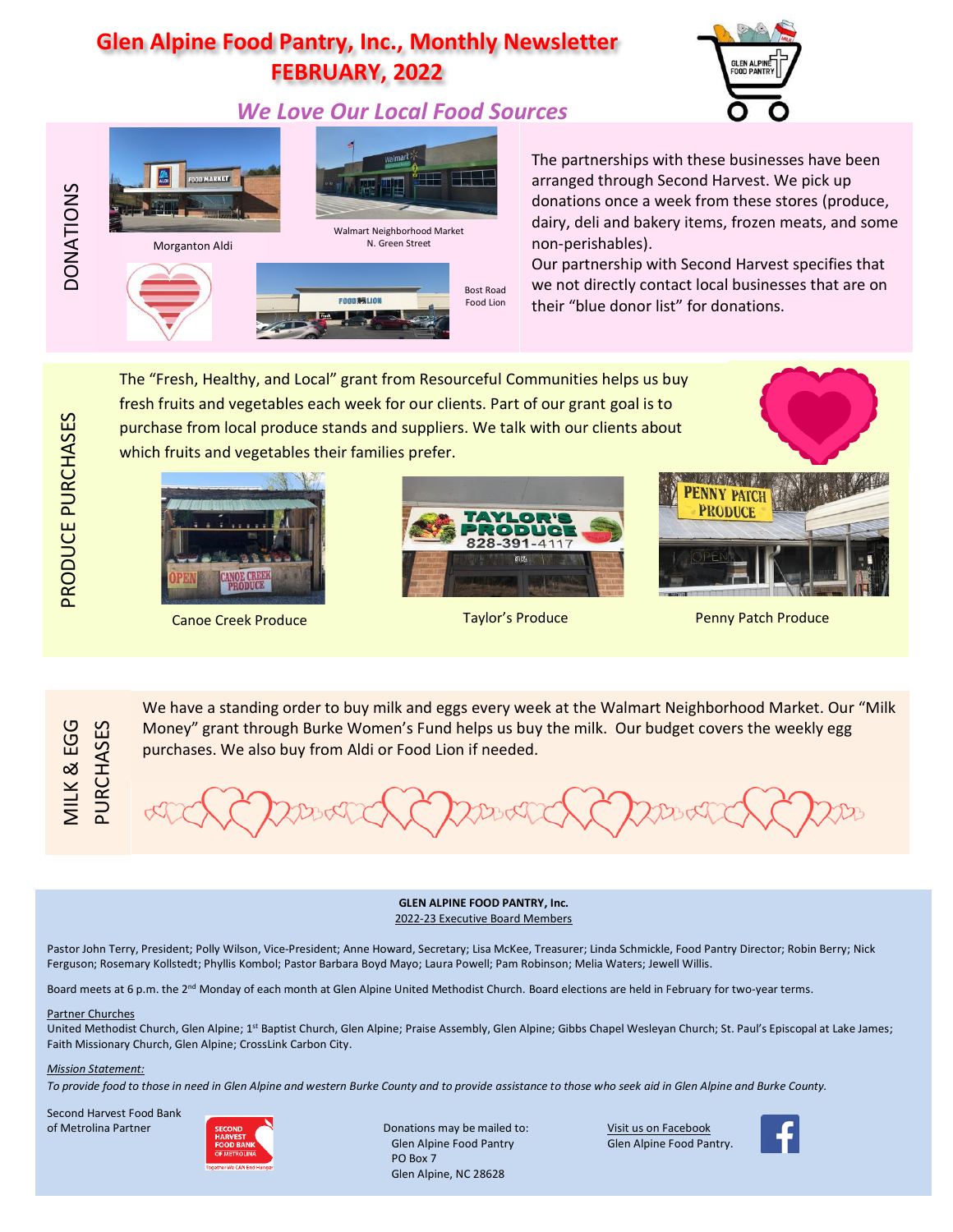# Glen Alpine Food Pantry, Inc., Monthly Newsletter
# FEBRUARY, 2022

## *We Love Our Local Food Sources*

### DONATIONS

Morganton Aldi

Walmart Neighborhood Market
N. Green Street

Bost Road
Food Lion

The partnerships with these businesses have been arranged through Second Harvest. We pick up donations once a week from these stores (produce, dairy, deli and bakery items, frozen meats, and some non-perishables).

Our partnership with Second Harvest specifies that we not directly contact local businesses that are on their "blue donor list" for donations.

### PRODUCE PURCHASES

The "Fresh, Healthy, and Local" grant from Resourceful Communities helps us buy fresh fruits and vegetables each week for our clients. Part of our grant goal is to purchase from local produce stands and suppliers. We talk with our clients about which fruits and vegetables their families prefer.

Canoe Creek Produce

Taylor's Produce

Penny Patch Produce

### MILK & EGG PURCHASES

We have a standing order to buy milk and eggs every week at the Walmart Neighborhood Market. Our "Milk Money" grant through Burke Women's Fund helps us buy the milk. Our budget covers the weekly egg purchases. We also buy from Aldi or Food Lion if needed.

---

**GLEN ALPINE FOOD PANTRY, Inc.**
2022-23 Executive Board Members

Pastor John Terry, President; Polly Wilson, Vice-President; Anne Howard, Secretary; Lisa McKee, Treasurer; Linda Schmickle, Food Pantry Director; Robin Berry; Nick Ferguson; Rosemary Kollstedt; Phyllis Kombol; Pastor Barbara Boyd Mayo; Laura Powell; Pam Robinson; Melia Waters; Jewell Willis.

Board meets at 6 p.m. the 2nd Monday of each month at Glen Alpine United Methodist Church. Board elections are held in February for two-year terms.

Partner Churches
United Methodist Church, Glen Alpine; 1st Baptist Church, Glen Alpine; Praise Assembly, Glen Alpine; Gibbs Chapel Wesleyan Church; St. Paul's Episcopal at Lake James; Faith Missionary Church, Glen Alpine; CrossLink Carbon City.

*Mission Statement:*
*To provide food to those in need in Glen Alpine and western Burke County and to provide assistance to those who seek aid in Glen Alpine and Burke County.*

Second Harvest Food Bank of Metrolina Partner

Donations may be mailed to:
Glen Alpine Food Pantry
PO Box 7
Glen Alpine, NC 28628

Visit us on Facebook
Glen Alpine Food Pantry.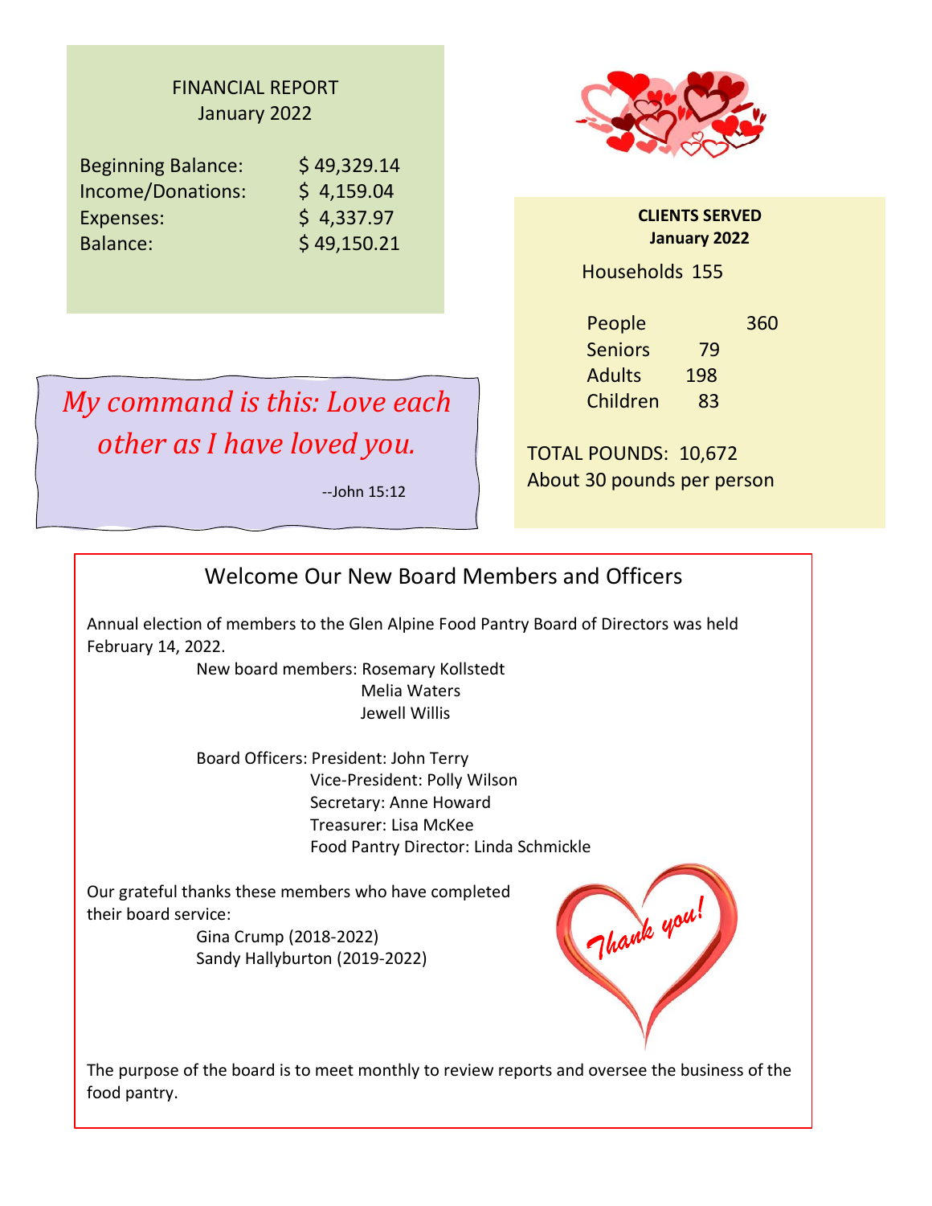## FINANCIAL REPORT
January 2022

| | |
|---|---|
| Beginning Balance: | $ 49,329.14 |
| Income/Donations: | $ 4,159.04 |
| Expenses: | $ 4,337.97 |
| Balance: | $ 49,150.21 |

*My command is this: Love each other as I have loved you.*

--John 15:12

**CLIENTS SERVED**
**January 2022**

Households 155

| | | |
|---|---|---|
| People | | 360 |
| Seniors | 79 | |
| Adults | 198 | |
| Children | 83 | |

TOTAL POUNDS: 10,672
About 30 pounds per person

## Welcome Our New Board Members and Officers

Annual election of members to the Glen Alpine Food Pantry Board of Directors was held February 14, 2022.

New board members: Rosemary Kollstedt
Melia Waters
Jewell Willis

Board Officers: President: John Terry
Vice-President: Polly Wilson
Secretary: Anne Howard
Treasurer: Lisa McKee
Food Pantry Director: Linda Schmickle

Our grateful thanks these members who have completed their board service:

Gina Crump (2018-2022)
Sandy Hallyburton (2019-2022)

Thank you!

The purpose of the board is to meet monthly to review reports and oversee the business of the food pantry.